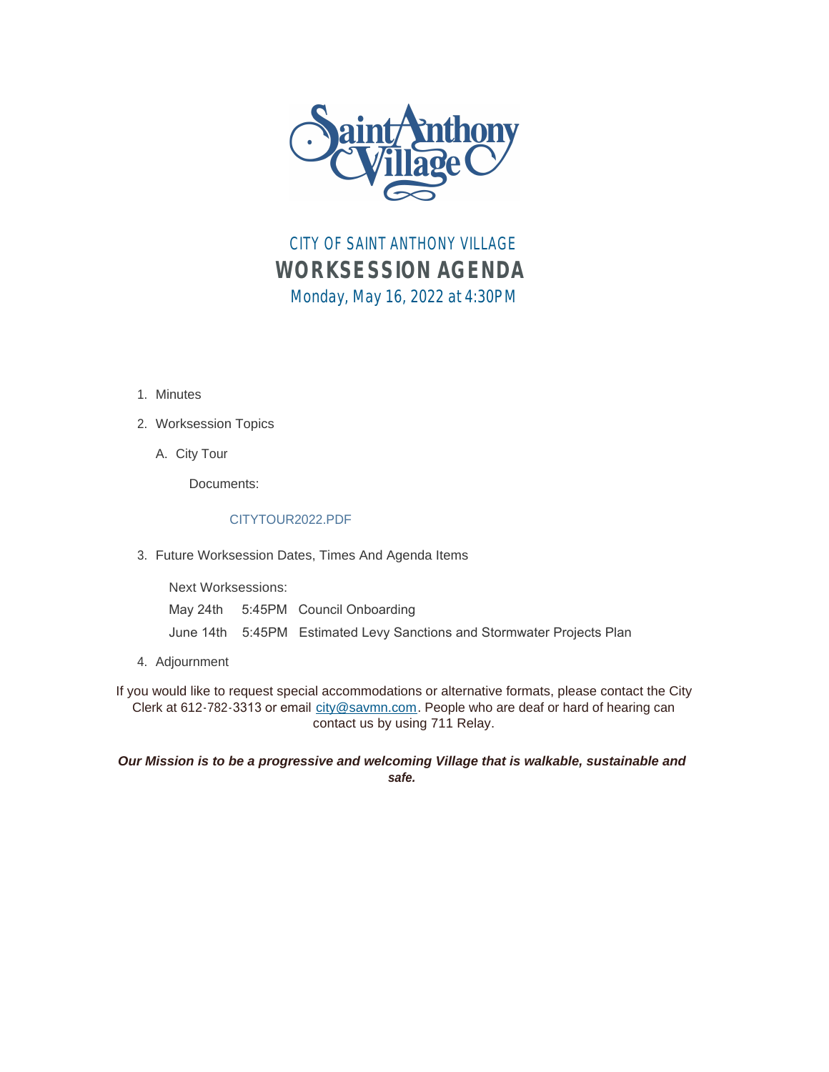# CITY OF SAINT ANTHONY VILLAGE

## WORKSESSION AGENDA

Monday, May 16, 2022 at 4:30PM

1. Minutes
2. Worksession Topics
   A. City Tour

      Documents:

      CITYTOUR2022.PDF

3. Future Worksession Dates, Times And Agenda Items

   Next Worksessions:

   May 24th 5:45PM Council Onboarding

   June 14th 5:45PM Estimated Levy Sanctions and Stormwater Projects Plan

4. Adjournment

If you would like to request special accommodations or alternative formats, please contact the City Clerk at 612-782-3313 or email city@savmn.com. People who are deaf or hard of hearing can contact us by using 711 Relay.

***Our Mission is to be a progressive and welcoming Village that is walkable, sustainable and safe.***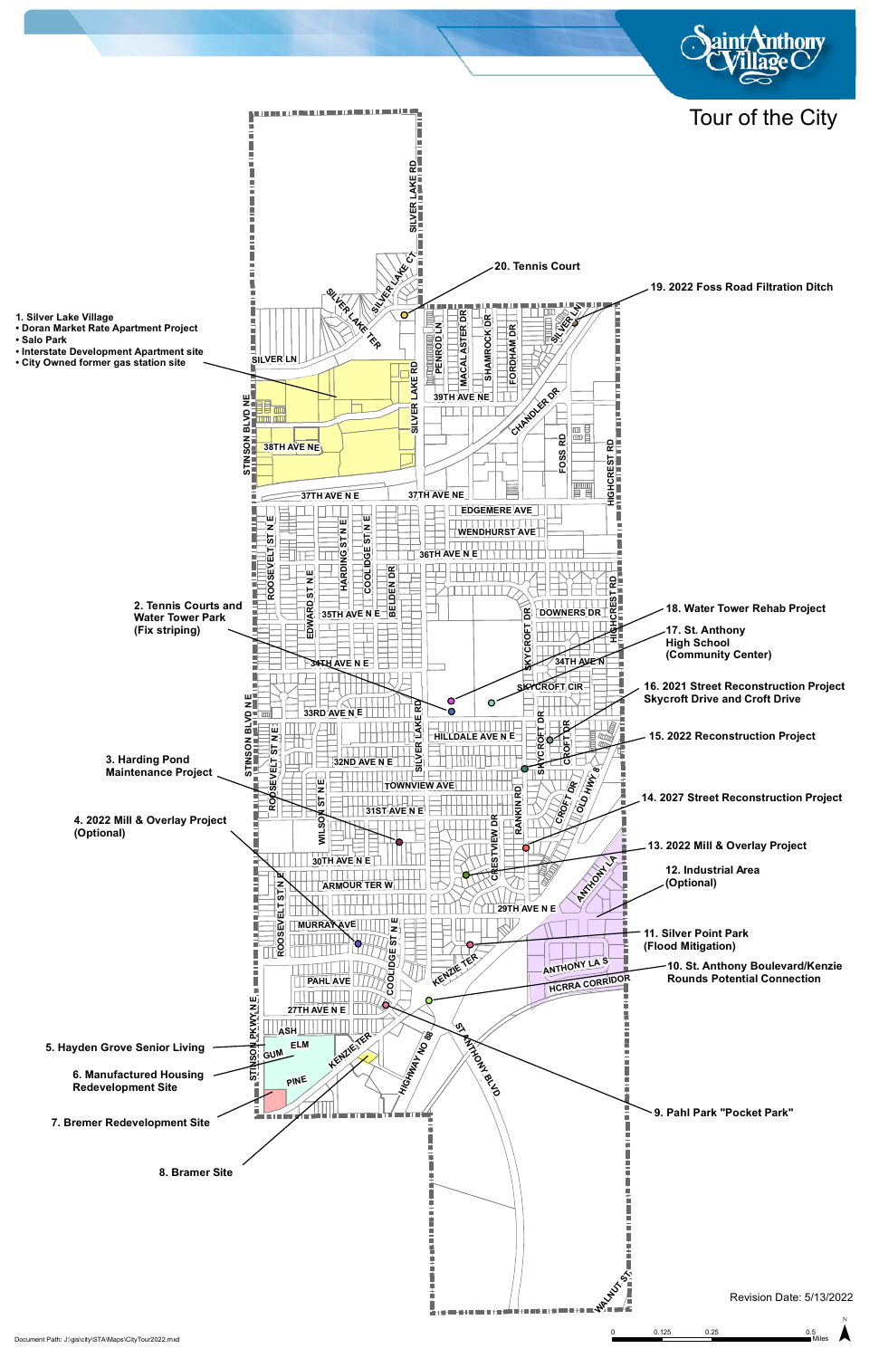# Saint Anthony Village

## Tour of the City

1. Silver Lake Village
   - Doran Market Rate Apartment Project
   - Salo Park
   - Interstate Development Apartment site
   - City Owned former gas station site
2. Tennis Courts and Water Tower Park (Fix striping)
3. Harding Pond Maintenance Project
4. 2022 Mill & Overlay Project (Optional)
5. Hayden Grove Senior Living
6. Manufactured Housing Redevelopment Site
7. Bremer Redevelopment Site
8. Bramer Site
9. Pahl Park "Pocket Park"
10. St. Anthony Boulevard/Kenzie Rounds Potential Connection
11. Silver Point Park (Flood Mitigation)
12. Industrial Area (Optional)
13. 2022 Mill & Overlay Project
14. 2027 Street Reconstruction Project
15. 2022 Reconstruction Project
16. 2021 Street Reconstruction Project Skycroft Drive and Croft Drive
17. St. Anthony High School (Community Center)
18. Water Tower Rehab Project
19. 2022 Foss Road Filtration Ditch
20. Tennis Court

Revision Date: 5/13/2022

0 0.125 0.25 0.5 Miles

Document Path: J:\gis\city\STA\Maps\CityTour2022.mxd